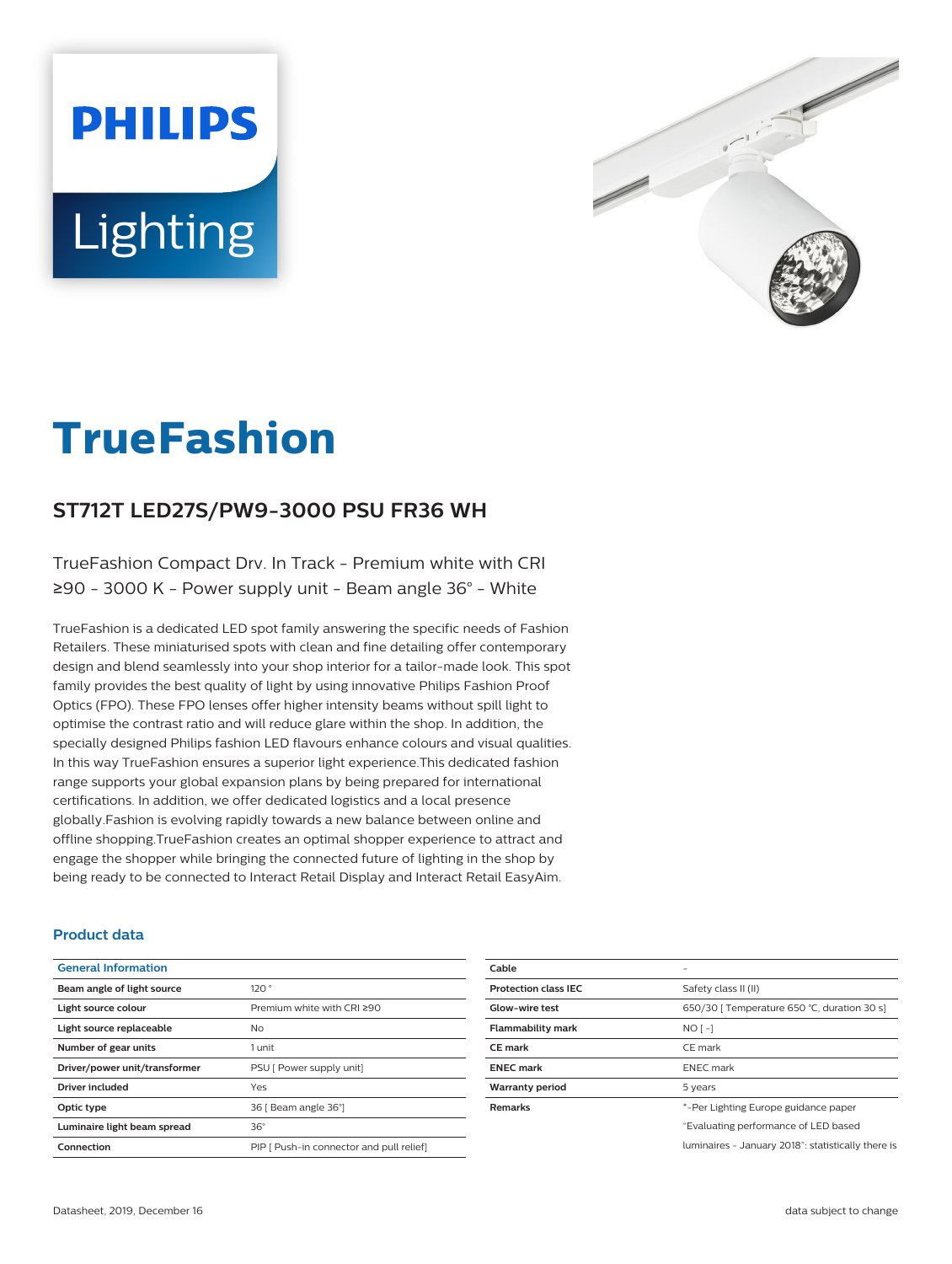# TrueFashion

## ST712T LED27S/PW9-3000 PSU FR36 WH

TrueFashion Compact Drv. In Track - Premium white with CRI ≥90 - 3000 K - Power supply unit - Beam angle 36° - White

TrueFashion is a dedicated LED spot family answering the specific needs of Fashion Retailers. These miniaturised spots with clean and fine detailing offer contemporary design and blend seamlessly into your shop interior for a tailor-made look. This spot family provides the best quality of light by using innovative Philips Fashion Proof Optics (FPO). These FPO lenses offer higher intensity beams without spill light to optimise the contrast ratio and will reduce glare within the shop. In addition, the specially designed Philips fashion LED flavours enhance colours and visual qualities. In this way TrueFashion ensures a superior light experience.This dedicated fashion range supports your global expansion plans by being prepared for international certifications. In addition, we offer dedicated logistics and a local presence globally.Fashion is evolving rapidly towards a new balance between online and offline shopping.TrueFashion creates an optimal shopper experience to attract and engage the shopper while bringing the connected future of lighting in the shop by being ready to be connected to Interact Retail Display and Interact Retail EasyAim.

### Product data

| General Information | |
|---|---|
| **Beam angle of light source** | 120 ° |
| **Light source colour** | Premium white with CRI ≥90 |
| **Light source replaceable** | No |
| **Number of gear units** | 1 unit |
| **Driver/power unit/transformer** | PSU [ Power supply unit] |
| **Driver included** | Yes |
| **Optic type** | 36 [ Beam angle 36°] |
| **Luminaire light beam spread** | 36° |
| **Connection** | PIP [ Push-in connector and pull relief] |

| | |
|---|---|
| **Cable** | - |
| **Protection class IEC** | Safety class II (II) |
| **Glow-wire test** | 650/30 [ Temperature 650 °C, duration 30 s] |
| **Flammability mark** | NO [ -] |
| **CE mark** | CE mark |
| **ENEC mark** | ENEC mark |
| **Warranty period** | 5 years |
| **Remarks** | *-Per Lighting Europe guidance paper "Evaluating performance of LED based luminaires - January 2018": statistically there is |

Datasheet, 2019, December 16

data subject to change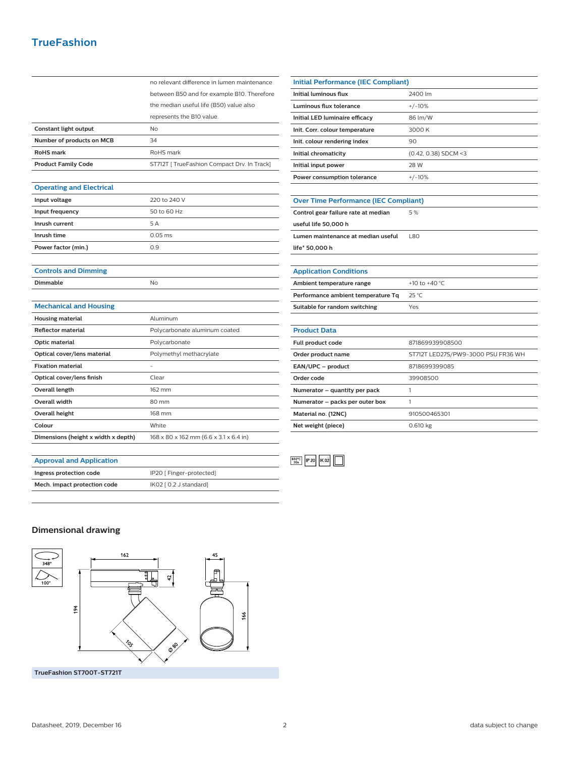# TrueFashion

| | |
|---|---|
| | no relevant difference in lumen maintenance between B50 and for example B10. Therefore the median useful life (B50) value also represents the B10 value. |
| **Constant light output** | No |
| **Number of products on MCB** | 34 |
| **RoHS mark** | RoHS mark |
| **Product Family Code** | ST712T [ TrueFashion Compact Drv. In Track] |

## Operating and Electrical

| | |
|---|---|
| **Input voltage** | 220 to 240 V |
| **Input frequency** | 50 to 60 Hz |
| **Inrush current** | 5 A |
| **Inrush time** | 0.05 ms |
| **Power factor (min.)** | 0.9 |

## Controls and Dimming

| | |
|---|---|
| **Dimmable** | No |

## Mechanical and Housing

| | |
|---|---|
| **Housing material** | Aluminum |
| **Reflector material** | Polycarbonate aluminum coated |
| **Optic material** | Polycarbonate |
| **Optical cover/lens material** | Polymethyl methacrylate |
| **Fixation material** | - |
| **Optical cover/lens finish** | Clear |
| **Overall length** | 162 mm |
| **Overall width** | 80 mm |
| **Overall height** | 168 mm |
| **Colour** | White |
| **Dimensions (height x width x depth)** | 168 x 80 x 162 mm (6.6 x 3.1 x 6.4 in) |

## Approval and Application

| | |
|---|---|
| **Ingress protection code** | IP20 [ Finger-protected] |
| **Mech. impact protection code** | IK02 [ 0.2 J standard] |

## Initial Performance (IEC Compliant)

| | |
|---|---|
| **Initial luminous flux** | 2400 lm |
| **Luminous flux tolerance** | +/-10% |
| **Initial LED luminaire efficacy** | 86 lm/W |
| **Init. Corr. colour temperature** | 3000 K |
| **Init. colour rendering index** | 90 |
| **Initial chromaticity** | (0.42, 0.38) SDCM <3 |
| **Initial input power** | 28 W |
| **Power consumption tolerance** | +/-10% |

## Over Time Performance (IEC Compliant)

| | |
|---|---|
| **Control gear failure rate at median useful life 50,000 h** | 5 % |
| **Lumen maintenance at median useful life* 50,000 h** | L80 |

## Application Conditions

| | |
|---|---|
| **Ambient temperature range** | +10 to +40 °C |
| **Performance ambient temperature Tq** | 25 °C |
| **Suitable for random switching** | Yes |

## Product Data

| | |
|---|---|
| **Full product code** | 871869939908500 |
| **Order product name** | ST712T LED27S/PW9-3000 PSU FR36 WH |
| **EAN/UPC – product** | 8718699399085 |
| **Order code** | 39908500 |
| **Numerator – quantity per pack** | 1 |
| **Numerator – packs per outer box** | 1 |
| **Material no. (12NC)** | 910500465301 |
| **Net weight (piece)** | 0.610 kg |

650°C 30s | IP 20 | IK 02

## Dimensional drawing

348° | 100° | 162 | 42 | 194 | 105 | Ø 80 | 45 | 166

**TrueFashion ST700T-ST721T**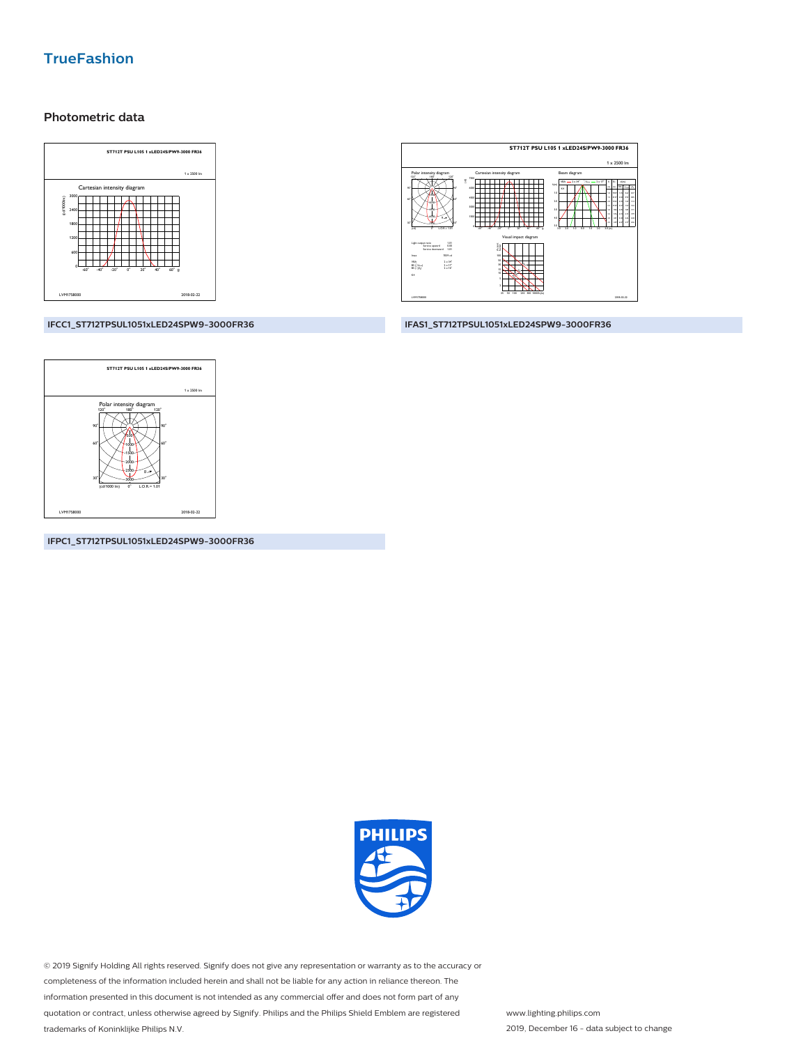## TrueFashion

### Photometric data

ST712T PSU L105 1 xLED24S/PW9-3000 FR36

1 x 2500 lm

Cartesian intensity diagram

(cd/1000lm)

3000

2400

1800

1200

600

0

-60° -40° -20° 0° 20° 40° 60° g

LVM1758000 2018-02-22

IFCC1_ST712TPSUL1051xLED24SPW9-3000FR36

ST712T PSU L105 1 xLED24S/PW9-3000 FR36

1 x 2500 lm

Polar intensity diagram

Cartesian intensity diagram

Beam diagram

Visual impact diagram

LVM1758000 2018-02-22

IFAS1_ST712TPSUL1051xLED24SPW9-3000FR36

ST712T PSU L105 1 xLED24S/PW9-3000 FR36

1 x 2500 lm

Polar intensity diagram

120° 180° 120°

90° 90°

60° 60°

30° 30°

500

1000

1500

2000

2500

3000

(cd/1000 lm) 0° L.O.R.= 1.01

LVM1758000 2018-02-22

IFPC1_ST712TPSUL1051xLED24SPW9-3000FR36

© 2019 Signify Holding All rights reserved. Signify does not give any representation or warranty as to the accuracy or completeness of the information included herein and shall not be liable for any action in reliance thereon. The information presented in this document is not intended as any commercial offer and does not form part of any quotation or contract, unless otherwise agreed by Signify. Philips and the Philips Shield Emblem are registered trademarks of Koninklijke Philips N.V.

www.lighting.philips.com

2019, December 16 - data subject to change